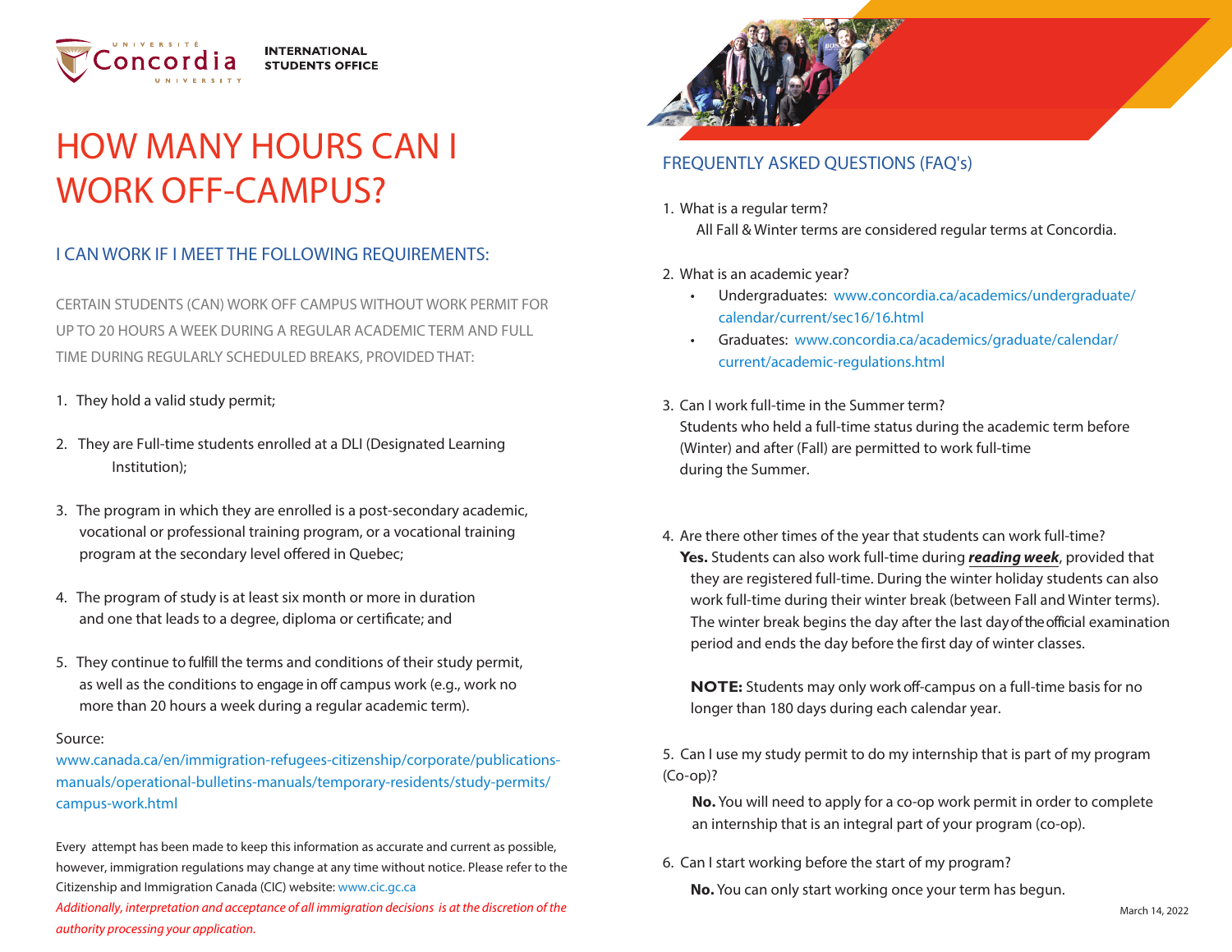UNIVERSITÉ Concordia UNIVERSITY

**INTERNATIONAL STUDENTS OFFICE**

# HOW MANY HOURS CAN I WORK OFF-CAMPUS?

## I CAN WORK IF I MEET THE FOLLOWING REQUIREMENTS:

CERTAIN STUDENTS (CAN) WORK OFF CAMPUS WITHOUT WORK PERMIT FOR UP TO 20 HOURS A WEEK DURING A REGULAR ACADEMIC TERM AND FULL TIME DURING REGULARLY SCHEDULED BREAKS, PROVIDED THAT:

1. They hold a valid study permit;
2. They are Full-time students enrolled at a DLI (Designated Learning Institution);
3. The program in which they are enrolled is a post-secondary academic, vocational or professional training program, or a vocational training program at the secondary level offered in Quebec;
4. The program of study is at least six month or more in duration and one that leads to a degree, diploma or certificate; and
5. They continue to fulfill the terms and conditions of their study permit, as well as the conditions to engage in off campus work (e.g., work no more than 20 hours a week during a regular academic term).

Source:
www.canada.ca/en/immigration-refugees-citizenship/corporate/publications-manuals/operational-bulletins-manuals/temporary-residents/study-permits/campus-work.html

Every attempt has been made to keep this information as accurate and current as possible, however, immigration regulations may change at any time without notice. Please refer to the Citizenship and Immigration Canada (CIC) website: www.cic.gc.ca
*Additionally, interpretation and acceptance of all immigration decisions is at the discretion of the authority processing your application.*

## FREQUENTLY ASKED QUESTIONS (FAQ's)

1. What is a regular term?
   All Fall & Winter terms are considered regular terms at Concordia.

2. What is an academic year?
   - Undergraduates: www.concordia.ca/academics/undergraduate/calendar/current/sec16/16.html
   - Graduates: www.concordia.ca/academics/graduate/calendar/current/academic-regulations.html

3. Can I work full-time in the Summer term?
   Students who held a full-time status during the academic term before (Winter) and after (Fall) are permitted to work full-time during the Summer.

4. Are there other times of the year that students can work full-time?
   **Yes.** Students can also work full-time during ***reading week***, provided that they are registered full-time. During the winter holiday students can also work full-time during their winter break (between Fall and Winter terms). The winter break begins the day after the last day of the official examination period and ends the day before the first day of winter classes.

   **NOTE:** Students may only work off-campus on a full-time basis for no longer than 180 days during each calendar year.

5. Can I use my study permit to do my internship that is part of my program (Co-op)?
   **No.** You will need to apply for a co-op work permit in order to complete an internship that is an integral part of your program (co-op).

6. Can I start working before the start of my program?
   **No.** You can only start working once your term has begun.

March 14, 2022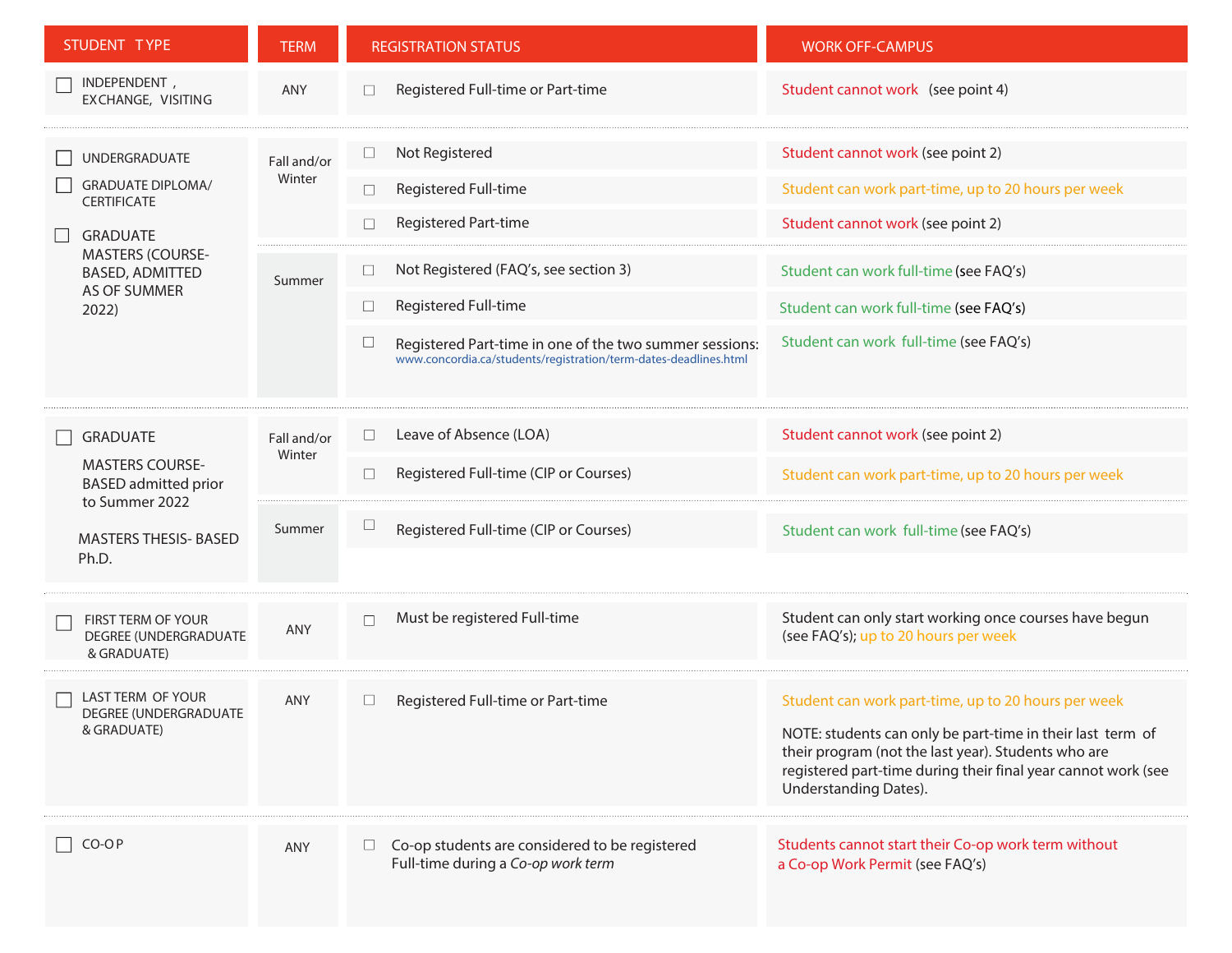| STUDENT TYPE | TERM | REGISTRATION STATUS | WORK OFF-CAMPUS |
|---|---|---|---|
| ☐ INDEPENDENT, EXCHANGE, VISITING | ANY | ☐ Registered Full-time or Part-time | Student cannot work (see point 4) |
| ☐ UNDERGRADUATE ☐ GRADUATE DIPLOMA/ CERTIFICATE ☐ GRADUATE MASTERS (COURSE-BASED, ADMITTED AS OF SUMMER 2022) | Fall and/or Winter | ☐ Not Registered | Student cannot work (see point 2) |
| | | ☐ Registered Full-time | Student can work part-time, up to 20 hours per week |
| | | ☐ Registered Part-time | Student cannot work (see point 2) |
| | Summer | ☐ Not Registered (FAQ's, see section 3) | Student can work full-time (see FAQ's) |
| | | ☐ Registered Full-time | Student can work full-time (see FAQ's) |
| | | ☐ Registered Part-time in one of the two summer sessions: www.concordia.ca/students/registration/term-dates-deadlines.html | Student can work full-time (see FAQ's) |
| ☐ GRADUATE MASTERS COURSE-BASED admitted prior to Summer 2022 MASTERS THESIS- BASED Ph.D. | Fall and/or Winter | ☐ Leave of Absence (LOA) | Student cannot work (see point 2) |
| | | ☐ Registered Full-time (CIP or Courses) | Student can work part-time, up to 20 hours per week |
| | Summer | ☐ Registered Full-time (CIP or Courses) | Student can work full-time (see FAQ's) |
| ☐ FIRST TERM OF YOUR DEGREE (UNDERGRADUATE & GRADUATE) | ANY | ☐ Must be registered Full-time | Student can only start working once courses have begun (see FAQ's); up to 20 hours per week |
| ☐ LAST TERM OF YOUR DEGREE (UNDERGRADUATE & GRADUATE) | ANY | ☐ Registered Full-time or Part-time | Student can work part-time, up to 20 hours per week<br>NOTE: students can only be part-time in their last term of their program (not the last year). Students who are registered part-time during their final year cannot work (see Understanding Dates). |
| ☐ CO-OP | ANY | ☐ Co-op students are considered to be registered Full-time during a *Co-op work term* | Students cannot start their Co-op work term without a Co-op Work Permit (see FAQ's) |